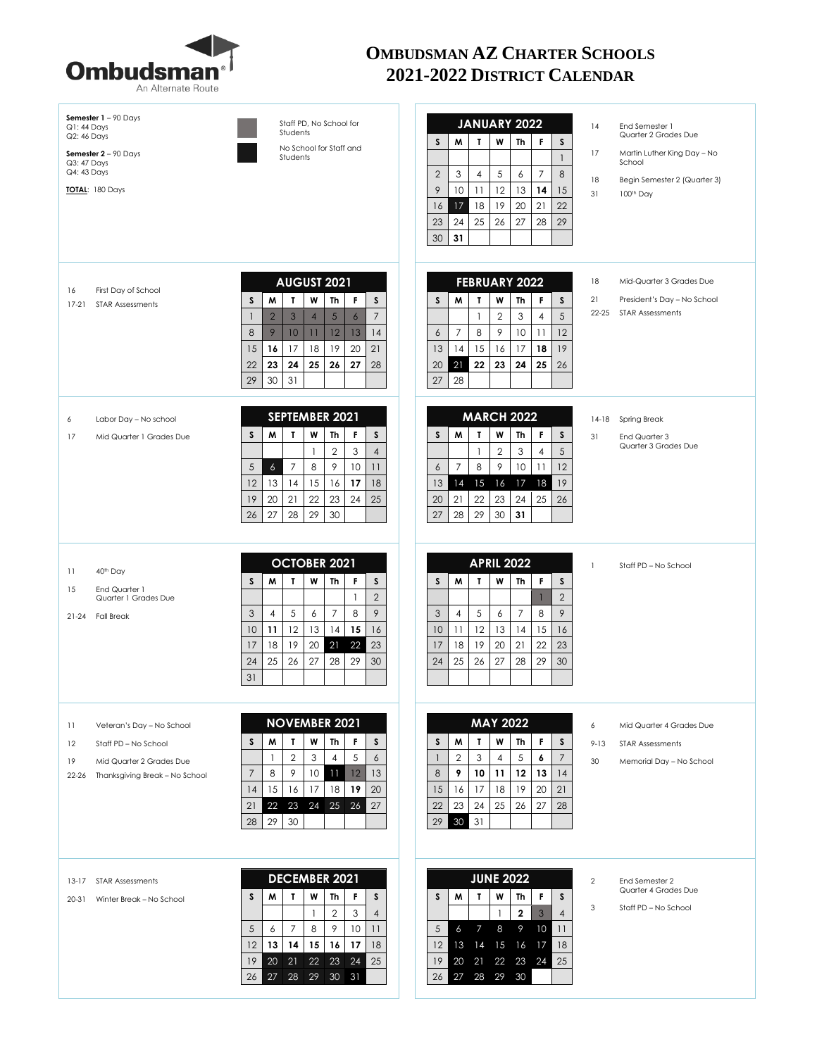# OMBUDSMAN AZ CHARTER SCHOOLS 2021-2022 DISTRICT CALENDAR

Ombudsman® An Alternate Route

**Semester 1** – 90 Days
Q1: 44 Days
Q2: 46 Days

**Semester 2** – 90 Days
Q3: 47 Days
Q4: 43 Days

**TOTAL**: 180 Days

Legend:
- Staff PD, No School for Students
- No School for Staff and Students

## AUGUST 2021

- 16 First Day of School
- 17-21 STAR Assessments

| S | M | T | W | Th | F | S |
|---|---|---|---|---|---|---|
| 1 | 2 | 3 | 4 | 5 | 6 | 7 |
| 8 | 9 | 10 | 11 | 12 | 13 | 14 |
| 15 | **16** | 17 | 18 | 19 | 20 | 21 |
| 22 | **23** | **24** | **25** | **26** | **27** | 28 |
| 29 | 30 | 31 | | | | |

## SEPTEMBER 2021

- 6 Labor Day – No school
- 17 Mid Quarter 1 Grades Due

| S | M | T | W | Th | F | S |
|---|---|---|---|---|---|---|
| | | | 1 | 2 | 3 | 4 |
| 5 | 6 | 7 | 8 | 9 | 10 | 11 |
| 12 | 13 | 14 | 15 | 16 | **17** | 18 |
| 19 | 20 | 21 | 22 | 23 | 24 | 25 |
| 26 | 27 | 28 | 29 | 30 | | |

## OCTOBER 2021

- 11 40th Day
- 15 End Quarter 1 Quarter 1 Grades Due
- 21-24 Fall Break

| S | M | T | W | Th | F | S |
|---|---|---|---|---|---|---|
| | | | | | 1 | 2 |
| 3 | 4 | 5 | 6 | 7 | 8 | 9 |
| 10 | **11** | 12 | 13 | 14 | **15** | 16 |
| 17 | 18 | 19 | 20 | 21 | 22 | 23 |
| 24 | 25 | 26 | 27 | 28 | 29 | 30 |
| 31 | | | | | | |

## NOVEMBER 2021

- 11 Veteran's Day – No School
- 12 Staff PD – No School
- 19 Mid Quarter 2 Grades Due
- 22-26 Thanksgiving Break – No School

| S | M | T | W | Th | F | S |
|---|---|---|---|---|---|---|
| | 1 | 2 | 3 | 4 | 5 | 6 |
| 7 | 8 | 9 | 10 | 11 | 12 | 13 |
| 14 | 15 | 16 | 17 | 18 | **19** | 20 |
| 21 | 22 | 23 | 24 | 25 | 26 | 27 |
| 28 | 29 | 30 | | | | |

## DECEMBER 2021

- 13-17 STAR Assessments
- 20-31 Winter Break – No School

| S | M | T | W | Th | F | S |
|---|---|---|---|---|---|---|
| | | | 1 | 2 | 3 | 4 |
| 5 | 6 | 7 | 8 | 9 | 10 | 11 |
| 12 | **13** | **14** | **15** | **16** | **17** | 18 |
| 19 | 20 | 21 | 22 | 23 | 24 | 25 |
| 26 | 27 | 28 | 29 | 30 | 31 | |

## JANUARY 2022

- 14 End Semester 1 Quarter 2 Grades Due
- 17 Martin Luther King Day – No School
- 18 Begin Semester 2 (Quarter 3)
- 31 100th Day

| S | M | T | W | Th | F | S |
|---|---|---|---|---|---|---|
| | | | | | | 1 |
| 2 | 3 | 4 | 5 | 6 | 7 | 8 |
| 9 | 10 | 11 | 12 | 13 | **14** | 15 |
| 16 | 17 | 18 | 19 | 20 | 21 | 22 |
| 23 | 24 | 25 | 26 | 27 | 28 | 29 |
| 30 | **31** | | | | | |

## FEBRUARY 2022

- 18 Mid-Quarter 3 Grades Due
- 21 President's Day – No School
- 22-25 STAR Assessments

| S | M | T | W | Th | F | S |
|---|---|---|---|---|---|---|
| | | 1 | 2 | 3 | 4 | 5 |
| 6 | 7 | 8 | 9 | 10 | 11 | 12 |
| 13 | 14 | 15 | 16 | 17 | **18** | 19 |
| 20 | 21 | **22** | **23** | **24** | **25** | 26 |
| 27 | 28 | | | | | |

## MARCH 2022

- 14-18 Spring Break
- 31 End Quarter 3 Quarter 3 Grades Due

| S | M | T | W | Th | F | S |
|---|---|---|---|---|---|---|
| | | 1 | 2 | 3 | 4 | 5 |
| 6 | 7 | 8 | 9 | 10 | 11 | 12 |
| 13 | 14 | 15 | 16 | 17 | 18 | 19 |
| 20 | 21 | 22 | 23 | 24 | 25 | 26 |
| 27 | 28 | 29 | 30 | **31** | | |

## APRIL 2022

- 1 Staff PD – No School

| S | M | T | W | Th | F | S |
|---|---|---|---|---|---|---|
| | | | | | 1 | 2 |
| 3 | 4 | 5 | 6 | 7 | 8 | 9 |
| 10 | 11 | 12 | 13 | 14 | 15 | 16 |
| 17 | 18 | 19 | 20 | 21 | 22 | 23 |
| 24 | 25 | 26 | 27 | 28 | 29 | 30 |

## MAY 2022

- 6 Mid Quarter 4 Grades Due
- 9-13 STAR Assessments
- 30 Memorial Day – No School

| S | M | T | W | Th | F | S |
|---|---|---|---|---|---|---|
| 1 | 2 | 3 | 4 | 5 | **6** | 7 |
| 8 | **9** | **10** | **11** | **12** | **13** | 14 |
| 15 | 16 | 17 | 18 | 19 | 20 | 21 |
| 22 | 23 | 24 | 25 | 26 | 27 | 28 |
| 29 | 30 | 31 | | | | |

## JUNE 2022

- 2 End Semester 2 Quarter 4 Grades Due
- 3 Staff PD – No School

| S | M | T | W | Th | F | S |
|---|---|---|---|---|---|---|
| | | | 1 | **2** | 3 | 4 |
| 5 | 6 | 7 | 8 | 9 | 10 | 11 |
| 12 | 13 | 14 | 15 | 16 | 17 | 18 |
| 19 | 20 | 21 | 22 | 23 | 24 | 25 |
| 26 | 27 | 28 | 29 | 30 | | |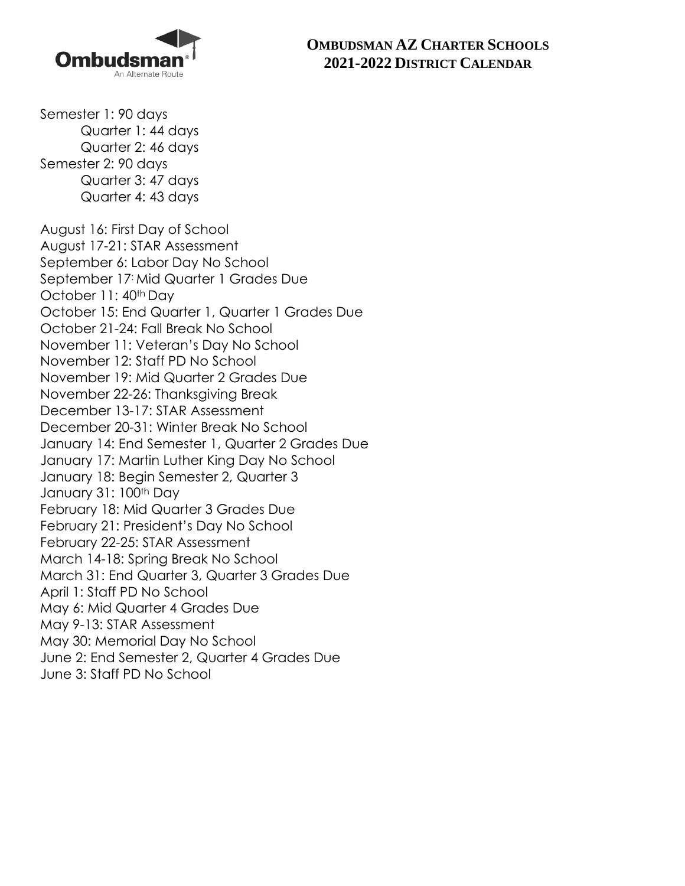# OMBUDSMAN AZ CHARTER SCHOOLS
# 2021-2022 DISTRICT CALENDAR

Semester 1: 90 days
- Quarter 1: 44 days
- Quarter 2: 46 days

Semester 2: 90 days
- Quarter 3: 47 days
- Quarter 4: 43 days

August 16: First Day of School
August 17-21: STAR Assessment
September 6: Labor Day No School
September 17: Mid Quarter 1 Grades Due
October 11: 40th Day
October 15: End Quarter 1, Quarter 1 Grades Due
October 21-24: Fall Break No School
November 11: Veteran's Day No School
November 12: Staff PD No School
November 19: Mid Quarter 2 Grades Due
November 22-26: Thanksgiving Break
December 13-17: STAR Assessment
December 20-31: Winter Break No School
January 14: End Semester 1, Quarter 2 Grades Due
January 17: Martin Luther King Day No School
January 18: Begin Semester 2, Quarter 3
January 31: 100th Day
February 18: Mid Quarter 3 Grades Due
February 21: President's Day No School
February 22-25: STAR Assessment
March 14-18: Spring Break No School
March 31: End Quarter 3, Quarter 3 Grades Due
April 1: Staff PD No School
May 6: Mid Quarter 4 Grades Due
May 9-13: STAR Assessment
May 30: Memorial Day No School
June 2: End Semester 2, Quarter 4 Grades Due
June 3: Staff PD No School